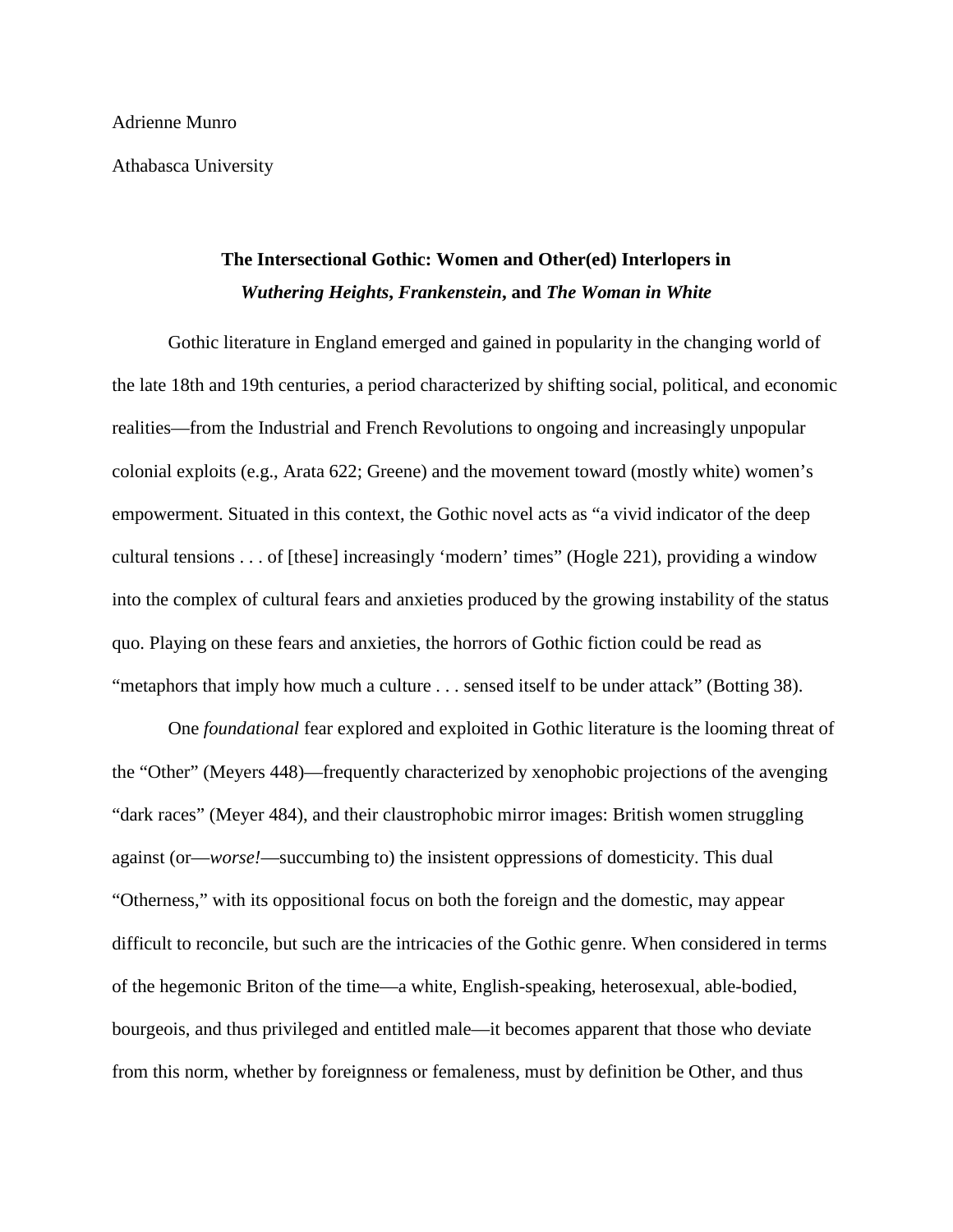Adrienne Munro

Athabasca University

## The Intersectional Gothic: Women and Other(ed) Interlopers in *Wuthering Heights*, *Frankenstein*, and *The Woman in White*

Gothic literature in England emerged and gained in popularity in the changing world of the late 18th and 19th centuries, a period characterized by shifting social, political, and economic realities—from the Industrial and French Revolutions to ongoing and increasingly unpopular colonial exploits (e.g., Arata 622; Greene) and the movement toward (mostly white) women's empowerment. Situated in this context, the Gothic novel acts as "a vivid indicator of the deep cultural tensions . . . of [these] increasingly 'modern' times" (Hogle 221), providing a window into the complex of cultural fears and anxieties produced by the growing instability of the status quo. Playing on these fears and anxieties, the horrors of Gothic fiction could be read as "metaphors that imply how much a culture . . . sensed itself to be under attack" (Botting 38).

One *foundational* fear explored and exploited in Gothic literature is the looming threat of the "Other" (Meyers 448)—frequently characterized by xenophobic projections of the avenging "dark races" (Meyer 484), and their claustrophobic mirror images: British women struggling against (or—*worse!*—succumbing to) the insistent oppressions of domesticity. This dual "Otherness," with its oppositional focus on both the foreign and the domestic, may appear difficult to reconcile, but such are the intricacies of the Gothic genre. When considered in terms of the hegemonic Briton of the time—a white, English-speaking, heterosexual, able-bodied, bourgeois, and thus privileged and entitled male—it becomes apparent that those who deviate from this norm, whether by foreignness or femaleness, must by definition be Other, and thus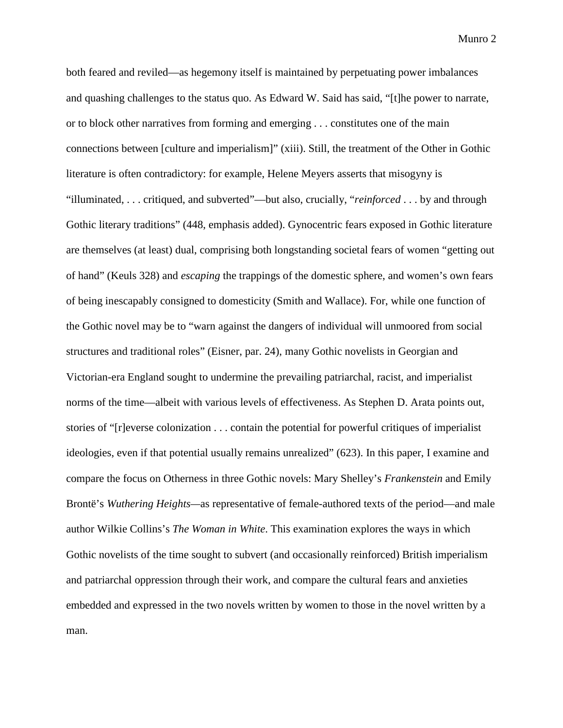both feared and reviled—as hegemony itself is maintained by perpetuating power imbalances and quashing challenges to the status quo. As Edward W. Said has said, "[t]he power to narrate, or to block other narratives from forming and emerging . . . constitutes one of the main connections between [culture and imperialism]" (xiii). Still, the treatment of the Other in Gothic literature is often contradictory: for example, Helene Meyers asserts that misogyny is "illuminated, . . . critiqued, and subverted"—but also, crucially, "*reinforced* . . . by and through Gothic literary traditions" (448, emphasis added). Gynocentric fears exposed in Gothic literature are themselves (at least) dual, comprising both longstanding societal fears of women "getting out of hand" (Keuls 328) and *escaping* the trappings of the domestic sphere, and women's own fears of being inescapably consigned to domesticity (Smith and Wallace). For, while one function of the Gothic novel may be to "warn against the dangers of individual will unmoored from social structures and traditional roles" (Eisner, par. 24), many Gothic novelists in Georgian and Victorian-era England sought to undermine the prevailing patriarchal, racist, and imperialist norms of the time—albeit with various levels of effectiveness. As Stephen D. Arata points out, stories of "[r]everse colonization . . . contain the potential for powerful critiques of imperialist ideologies, even if that potential usually remains unrealized" (623). In this paper, I examine and compare the focus on Otherness in three Gothic novels: Mary Shelley's *Frankenstein* and Emily Brontë's *Wuthering Heights*—as representative of female-authored texts of the period—and male author Wilkie Collins's *The Woman in White*. This examination explores the ways in which Gothic novelists of the time sought to subvert (and occasionally reinforced) British imperialism and patriarchal oppression through their work, and compare the cultural fears and anxieties embedded and expressed in the two novels written by women to those in the novel written by a man.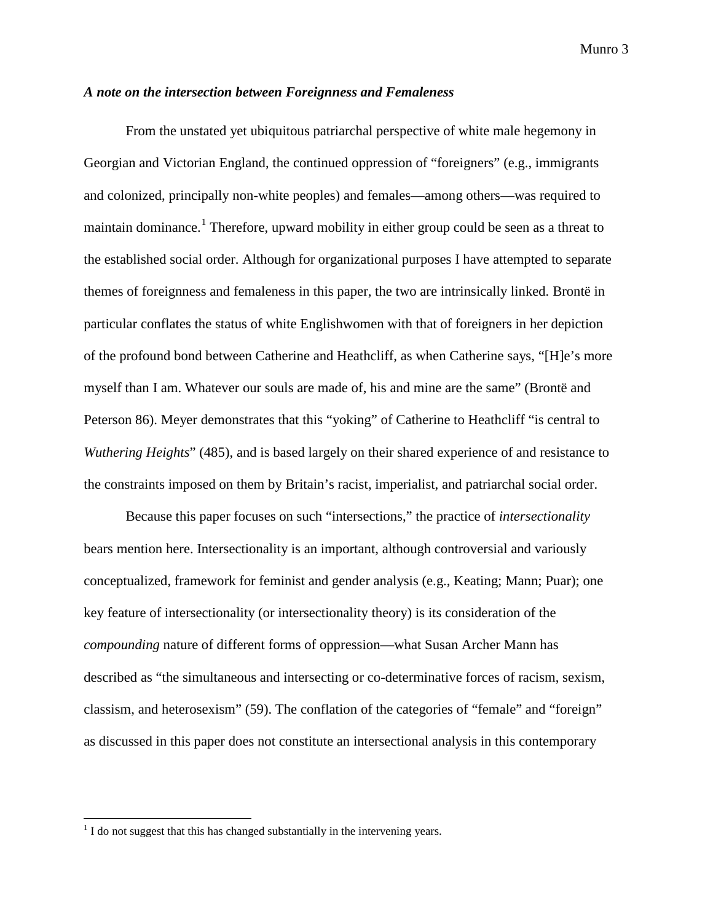### *A note on the intersection between Foreignness and Femaleness*

From the unstated yet ubiquitous patriarchal perspective of white male hegemony in Georgian and Victorian England, the continued oppression of "foreigners" (e.g., immigrants and colonized, principally non-white peoples) and females—among others—was required to maintain dominance.[1] Therefore, upward mobility in either group could be seen as a threat to the established social order. Although for organizational purposes I have attempted to separate themes of foreignness and femaleness in this paper, the two are intrinsically linked. Brontë in particular conflates the status of white Englishwomen with that of foreigners in her depiction of the profound bond between Catherine and Heathcliff, as when Catherine says, "[H]e's more myself than I am. Whatever our souls are made of, his and mine are the same" (Brontë and Peterson 86). Meyer demonstrates that this "yoking" of Catherine to Heathcliff "is central to *Wuthering Heights*" (485), and is based largely on their shared experience of and resistance to the constraints imposed on them by Britain's racist, imperialist, and patriarchal social order.

Because this paper focuses on such "intersections," the practice of *intersectionality* bears mention here. Intersectionality is an important, although controversial and variously conceptualized, framework for feminist and gender analysis (e.g., Keating; Mann; Puar); one key feature of intersectionality (or intersectionality theory) is its consideration of the *compounding* nature of different forms of oppression—what Susan Archer Mann has described as "the simultaneous and intersecting or co-determinative forces of racism, sexism, classism, and heterosexism" (59). The conflation of the categories of "female" and "foreign" as discussed in this paper does not constitute an intersectional analysis in this contemporary

---

[1] I do not suggest that this has changed substantially in the intervening years.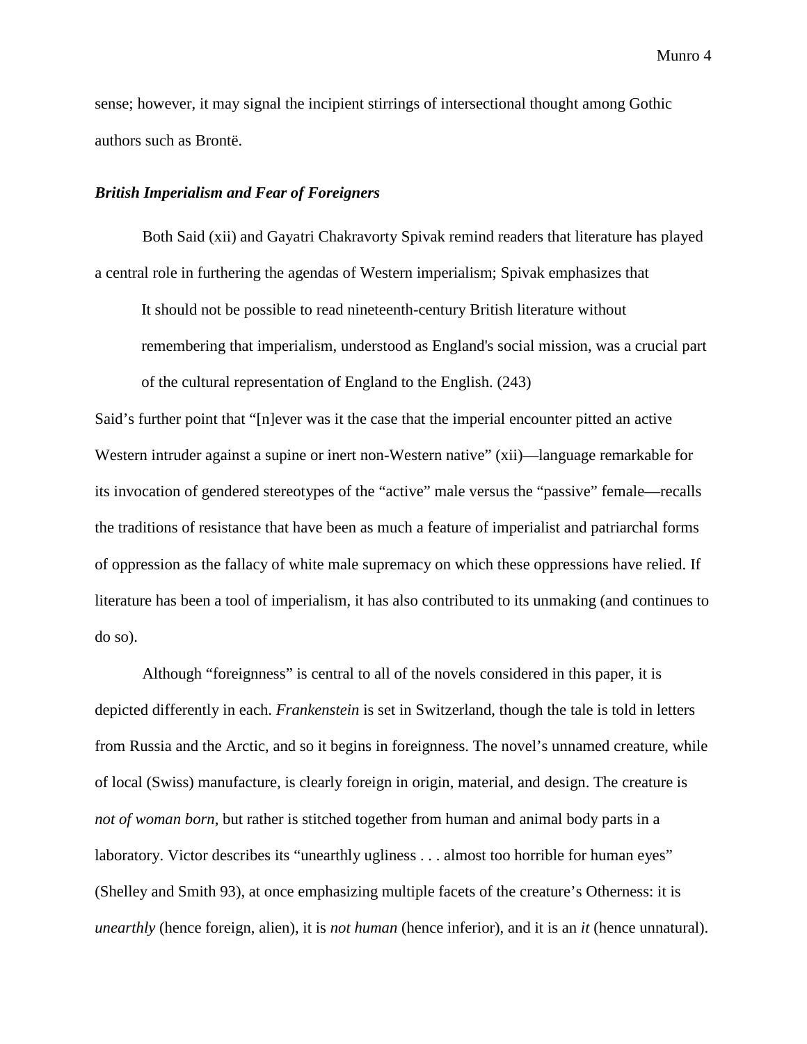sense; however, it may signal the incipient stirrings of intersectional thought among Gothic authors such as Brontë.

### *British Imperialism and Fear of Foreigners*

Both Said (xii) and Gayatri Chakravorty Spivak remind readers that literature has played a central role in furthering the agendas of Western imperialism; Spivak emphasizes that

> It should not be possible to read nineteenth-century British literature without remembering that imperialism, understood as England's social mission, was a crucial part of the cultural representation of England to the English. (243)

Said's further point that "[n]ever was it the case that the imperial encounter pitted an active Western intruder against a supine or inert non-Western native" (xii)—language remarkable for its invocation of gendered stereotypes of the "active" male versus the "passive" female—recalls the traditions of resistance that have been as much a feature of imperialist and patriarchal forms of oppression as the fallacy of white male supremacy on which these oppressions have relied. If literature has been a tool of imperialism, it has also contributed to its unmaking (and continues to do so).

Although "foreignness" is central to all of the novels considered in this paper, it is depicted differently in each. *Frankenstein* is set in Switzerland, though the tale is told in letters from Russia and the Arctic, and so it begins in foreignness. The novel's unnamed creature, while of local (Swiss) manufacture, is clearly foreign in origin, material, and design. The creature is *not of woman born*, but rather is stitched together from human and animal body parts in a laboratory. Victor describes its "unearthly ugliness . . . almost too horrible for human eyes" (Shelley and Smith 93), at once emphasizing multiple facets of the creature's Otherness: it is *unearthly* (hence foreign, alien), it is *not human* (hence inferior), and it is an *it* (hence unnatural).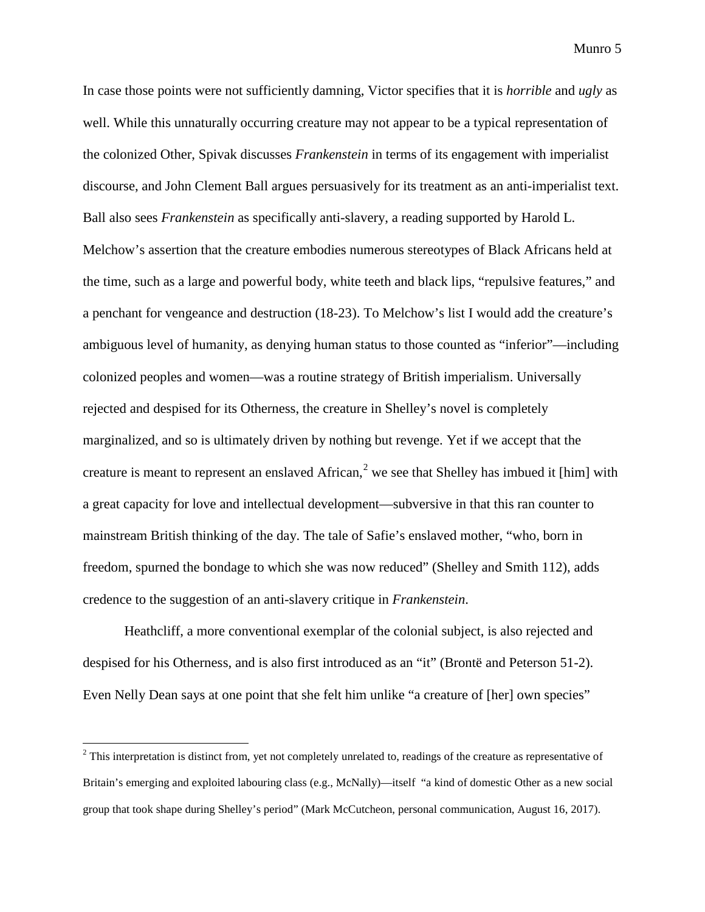In case those points were not sufficiently damning, Victor specifies that it is *horrible* and *ugly* as well. While this unnaturally occurring creature may not appear to be a typical representation of the colonized Other, Spivak discusses *Frankenstein* in terms of its engagement with imperialist discourse, and John Clement Ball argues persuasively for its treatment as an anti-imperialist text. Ball also sees *Frankenstein* as specifically anti-slavery, a reading supported by Harold L. Melchow's assertion that the creature embodies numerous stereotypes of Black Africans held at the time, such as a large and powerful body, white teeth and black lips, "repulsive features," and a penchant for vengeance and destruction (18-23). To Melchow's list I would add the creature's ambiguous level of humanity, as denying human status to those counted as "inferior"—including colonized peoples and women—was a routine strategy of British imperialism. Universally rejected and despised for its Otherness, the creature in Shelley's novel is completely marginalized, and so is ultimately driven by nothing but revenge. Yet if we accept that the creature is meant to represent an enslaved African,[2] we see that Shelley has imbued it [him] with a great capacity for love and intellectual development—subversive in that this ran counter to mainstream British thinking of the day. The tale of Safie's enslaved mother, "who, born in freedom, spurned the bondage to which she was now reduced" (Shelley and Smith 112), adds credence to the suggestion of an anti-slavery critique in *Frankenstein*.

Heathcliff, a more conventional exemplar of the colonial subject, is also rejected and despised for his Otherness, and is also first introduced as an "it" (Brontë and Peterson 51-2). Even Nelly Dean says at one point that she felt him unlike "a creature of [her] own species"

[2] This interpretation is distinct from, yet not completely unrelated to, readings of the creature as representative of Britain's emerging and exploited labouring class (e.g., McNally)—itself "a kind of domestic Other as a new social group that took shape during Shelley's period" (Mark McCutcheon, personal communication, August 16, 2017).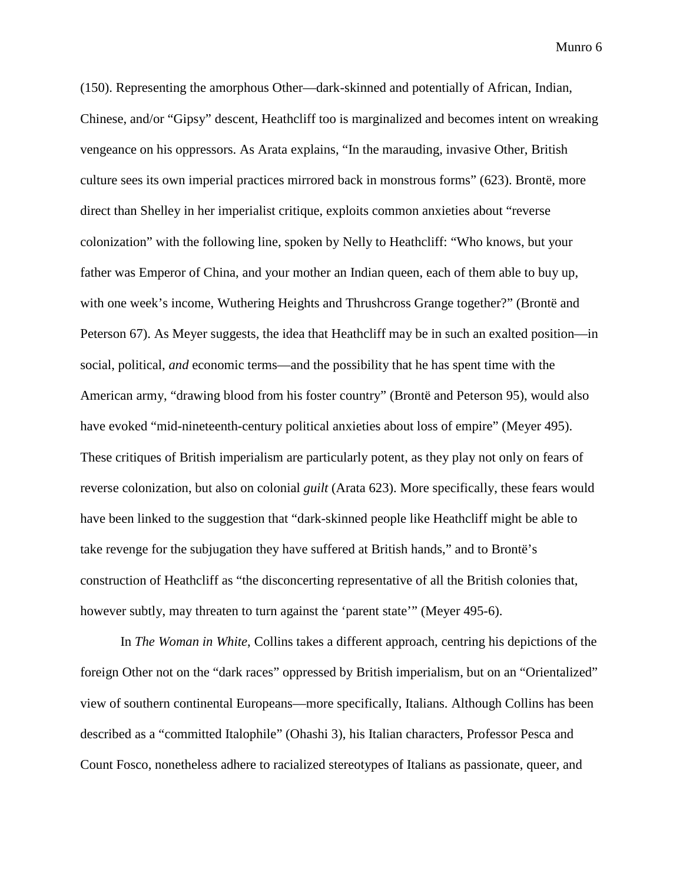(150). Representing the amorphous Other—dark-skinned and potentially of African, Indian, Chinese, and/or "Gipsy" descent, Heathcliff too is marginalized and becomes intent on wreaking vengeance on his oppressors. As Arata explains, "In the marauding, invasive Other, British culture sees its own imperial practices mirrored back in monstrous forms" (623). Brontë, more direct than Shelley in her imperialist critique, exploits common anxieties about "reverse colonization" with the following line, spoken by Nelly to Heathcliff: "Who knows, but your father was Emperor of China, and your mother an Indian queen, each of them able to buy up, with one week's income, Wuthering Heights and Thrushcross Grange together?" (Brontë and Peterson 67). As Meyer suggests, the idea that Heathcliff may be in such an exalted position—in social, political, *and* economic terms—and the possibility that he has spent time with the American army, "drawing blood from his foster country" (Brontë and Peterson 95), would also have evoked "mid-nineteenth-century political anxieties about loss of empire" (Meyer 495). These critiques of British imperialism are particularly potent, as they play not only on fears of reverse colonization, but also on colonial *guilt* (Arata 623). More specifically, these fears would have been linked to the suggestion that "dark-skinned people like Heathcliff might be able to take revenge for the subjugation they have suffered at British hands," and to Brontë's construction of Heathcliff as "the disconcerting representative of all the British colonies that, however subtly, may threaten to turn against the 'parent state'" (Meyer 495-6).

In *The Woman in White*, Collins takes a different approach, centring his depictions of the foreign Other not on the "dark races" oppressed by British imperialism, but on an "Orientalized" view of southern continental Europeans—more specifically, Italians. Although Collins has been described as a "committed Italophile" (Ohashi 3), his Italian characters, Professor Pesca and Count Fosco, nonetheless adhere to racialized stereotypes of Italians as passionate, queer, and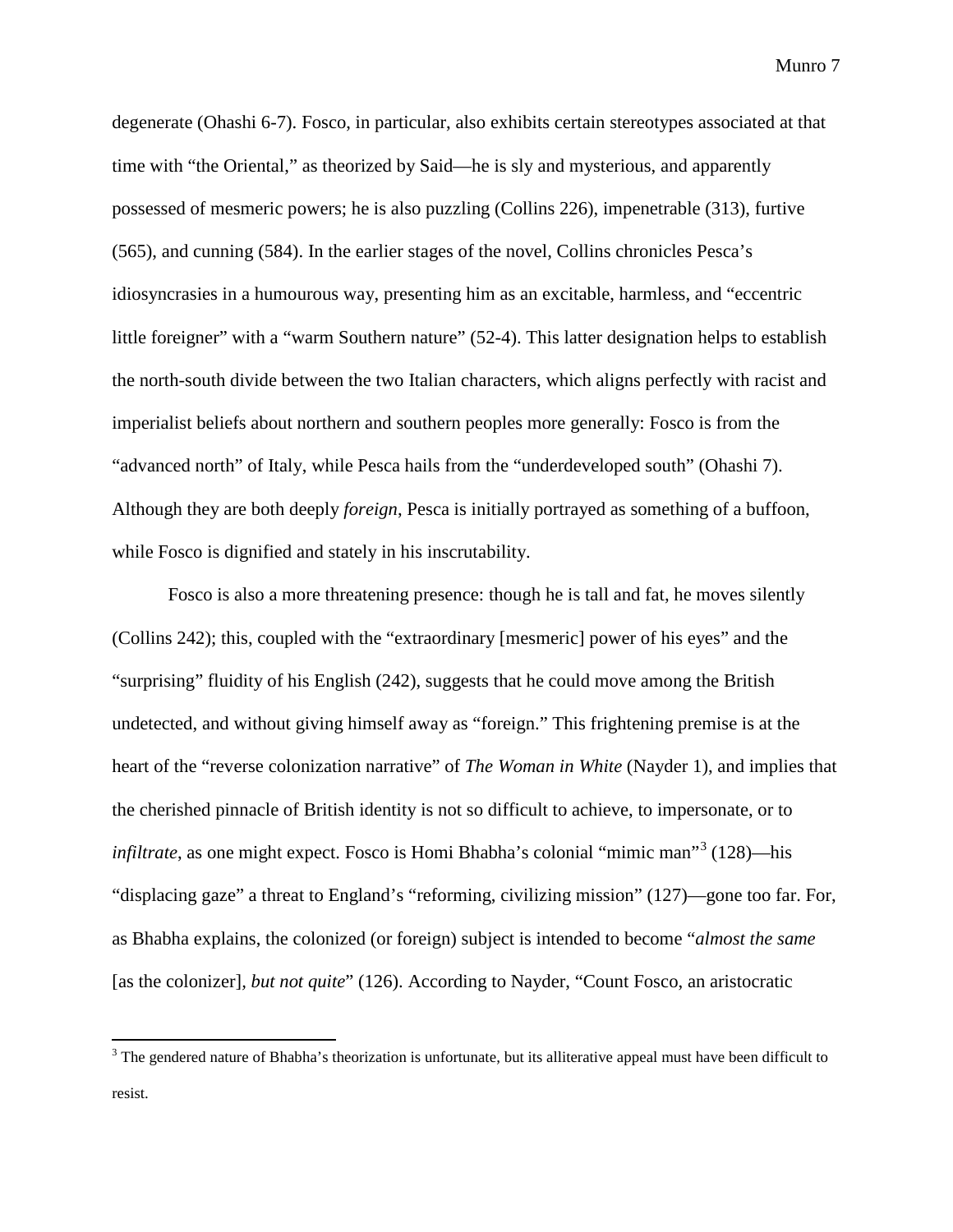degenerate (Ohashi 6-7). Fosco, in particular, also exhibits certain stereotypes associated at that time with "the Oriental," as theorized by Said—he is sly and mysterious, and apparently possessed of mesmeric powers; he is also puzzling (Collins 226), impenetrable (313), furtive (565), and cunning (584). In the earlier stages of the novel, Collins chronicles Pesca's idiosyncrasies in a humourous way, presenting him as an excitable, harmless, and "eccentric little foreigner" with a "warm Southern nature" (52-4). This latter designation helps to establish the north-south divide between the two Italian characters, which aligns perfectly with racist and imperialist beliefs about northern and southern peoples more generally: Fosco is from the "advanced north" of Italy, while Pesca hails from the "underdeveloped south" (Ohashi 7). Although they are both deeply *foreign*, Pesca is initially portrayed as something of a buffoon, while Fosco is dignified and stately in his inscrutability.

Fosco is also a more threatening presence: though he is tall and fat, he moves silently (Collins 242); this, coupled with the "extraordinary [mesmeric] power of his eyes" and the "surprising" fluidity of his English (242), suggests that he could move among the British undetected, and without giving himself away as "foreign." This frightening premise is at the heart of the "reverse colonization narrative" of *The Woman in White* (Nayder 1), and implies that the cherished pinnacle of British identity is not so difficult to achieve, to impersonate, or to *infiltrate*, as one might expect. Fosco is Homi Bhabha's colonial "mimic man"[3] (128)—his "displacing gaze" a threat to England's "reforming, civilizing mission" (127)—gone too far. For, as Bhabha explains, the colonized (or foreign) subject is intended to become "*almost the same* [as the colonizer], *but not quite*" (126). According to Nayder, "Count Fosco, an aristocratic

[3] The gendered nature of Bhabha's theorization is unfortunate, but its alliterative appeal must have been difficult to resist.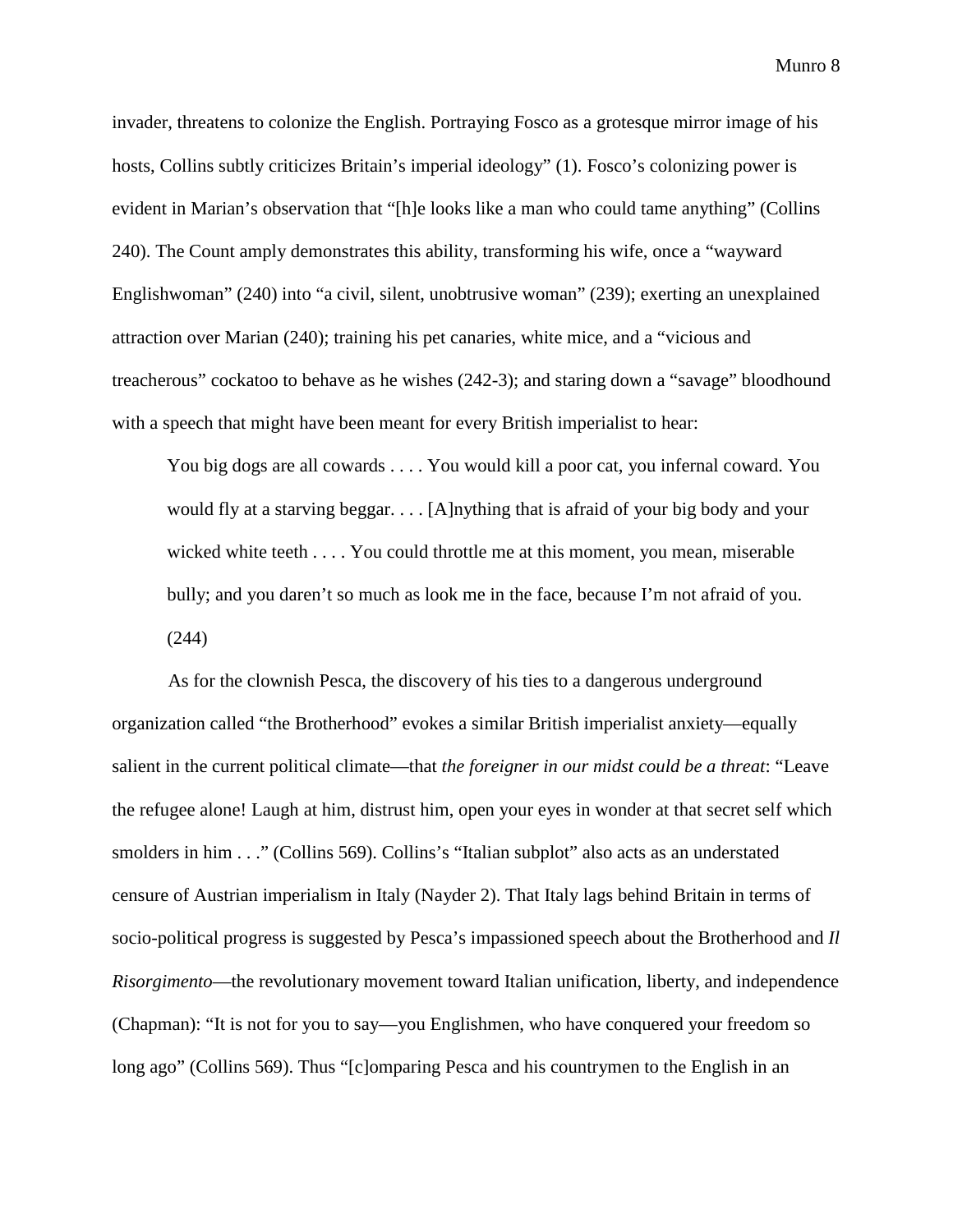invader, threatens to colonize the English. Portraying Fosco as a grotesque mirror image of his hosts, Collins subtly criticizes Britain's imperial ideology" (1). Fosco's colonizing power is evident in Marian's observation that "[h]e looks like a man who could tame anything" (Collins 240). The Count amply demonstrates this ability, transforming his wife, once a "wayward Englishwoman" (240) into "a civil, silent, unobtrusive woman" (239); exerting an unexplained attraction over Marian (240); training his pet canaries, white mice, and a "vicious and treacherous" cockatoo to behave as he wishes (242-3); and staring down a "savage" bloodhound with a speech that might have been meant for every British imperialist to hear:

> You big dogs are all cowards . . . . You would kill a poor cat, you infernal coward. You would fly at a starving beggar. . . . [A]nything that is afraid of your big body and your wicked white teeth . . . . You could throttle me at this moment, you mean, miserable bully; and you daren't so much as look me in the face, because I'm not afraid of you. (244)

As for the clownish Pesca, the discovery of his ties to a dangerous underground organization called "the Brotherhood" evokes a similar British imperialist anxiety—equally salient in the current political climate—that *the foreigner in our midst could be a threat*: "Leave the refugee alone! Laugh at him, distrust him, open your eyes in wonder at that secret self which smolders in him . . ." (Collins 569). Collins's "Italian subplot" also acts as an understated censure of Austrian imperialism in Italy (Nayder 2). That Italy lags behind Britain in terms of socio-political progress is suggested by Pesca's impassioned speech about the Brotherhood and *Il Risorgimento*—the revolutionary movement toward Italian unification, liberty, and independence (Chapman): "It is not for you to say—you Englishmen, who have conquered your freedom so long ago" (Collins 569). Thus "[c]omparing Pesca and his countrymen to the English in an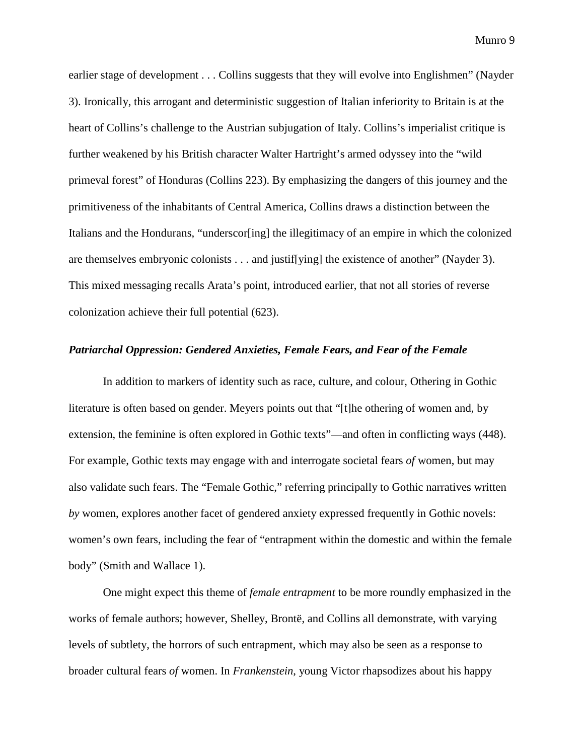earlier stage of development . . . Collins suggests that they will evolve into Englishmen" (Nayder 3). Ironically, this arrogant and deterministic suggestion of Italian inferiority to Britain is at the heart of Collins's challenge to the Austrian subjugation of Italy. Collins's imperialist critique is further weakened by his British character Walter Hartright's armed odyssey into the "wild primeval forest" of Honduras (Collins 223). By emphasizing the dangers of this journey and the primitiveness of the inhabitants of Central America, Collins draws a distinction between the Italians and the Hondurans, "underscor[ing] the illegitimacy of an empire in which the colonized are themselves embryonic colonists . . . and justif[ying] the existence of another" (Nayder 3). This mixed messaging recalls Arata's point, introduced earlier, that not all stories of reverse colonization achieve their full potential (623).

### ***Patriarchal Oppression: Gendered Anxieties, Female Fears, and Fear of the Female***

In addition to markers of identity such as race, culture, and colour, Othering in Gothic literature is often based on gender. Meyers points out that "[t]he othering of women and, by extension, the feminine is often explored in Gothic texts"—and often in conflicting ways (448). For example, Gothic texts may engage with and interrogate societal fears *of* women, but may also validate such fears. The "Female Gothic," referring principally to Gothic narratives written *by* women, explores another facet of gendered anxiety expressed frequently in Gothic novels: women's own fears, including the fear of "entrapment within the domestic and within the female body" (Smith and Wallace 1).

One might expect this theme of *female entrapment* to be more roundly emphasized in the works of female authors; however, Shelley, Brontë, and Collins all demonstrate, with varying levels of subtlety, the horrors of such entrapment, which may also be seen as a response to broader cultural fears *of* women. In *Frankenstein*, young Victor rhapsodizes about his happy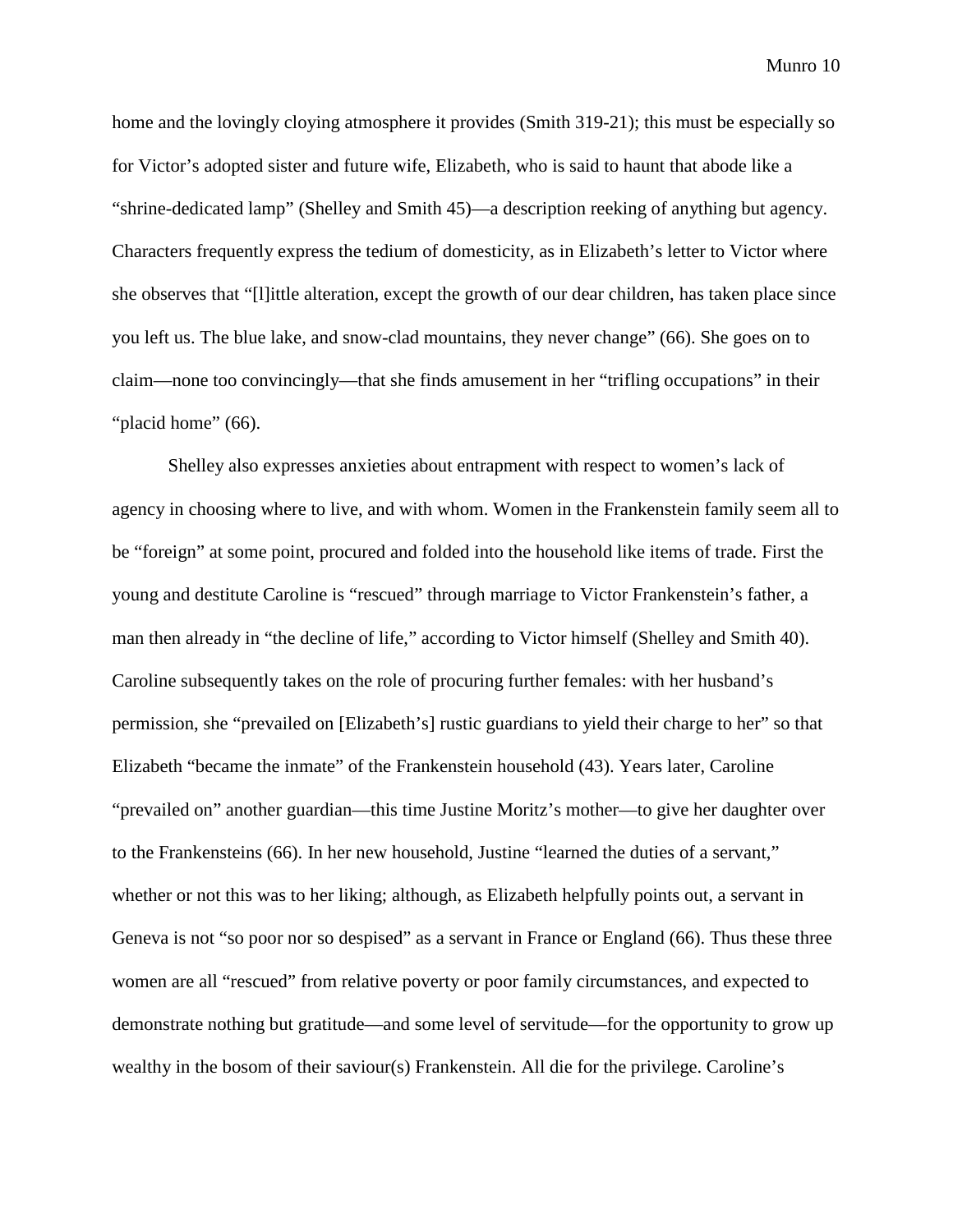home and the lovingly cloying atmosphere it provides (Smith 319-21); this must be especially so for Victor's adopted sister and future wife, Elizabeth, who is said to haunt that abode like a "shrine-dedicated lamp" (Shelley and Smith 45)—a description reeking of anything but agency. Characters frequently express the tedium of domesticity, as in Elizabeth's letter to Victor where she observes that "[l]ittle alteration, except the growth of our dear children, has taken place since you left us. The blue lake, and snow-clad mountains, they never change" (66). She goes on to claim—none too convincingly—that she finds amusement in her "trifling occupations" in their "placid home" (66).

Shelley also expresses anxieties about entrapment with respect to women's lack of agency in choosing where to live, and with whom. Women in the Frankenstein family seem all to be "foreign" at some point, procured and folded into the household like items of trade. First the young and destitute Caroline is "rescued" through marriage to Victor Frankenstein's father, a man then already in "the decline of life," according to Victor himself (Shelley and Smith 40). Caroline subsequently takes on the role of procuring further females: with her husband's permission, she "prevailed on [Elizabeth's] rustic guardians to yield their charge to her" so that Elizabeth "became the inmate" of the Frankenstein household (43). Years later, Caroline "prevailed on" another guardian—this time Justine Moritz's mother—to give her daughter over to the Frankensteins (66). In her new household, Justine "learned the duties of a servant," whether or not this was to her liking; although, as Elizabeth helpfully points out, a servant in Geneva is not "so poor nor so despised" as a servant in France or England (66). Thus these three women are all "rescued" from relative poverty or poor family circumstances, and expected to demonstrate nothing but gratitude—and some level of servitude—for the opportunity to grow up wealthy in the bosom of their saviour(s) Frankenstein. All die for the privilege. Caroline's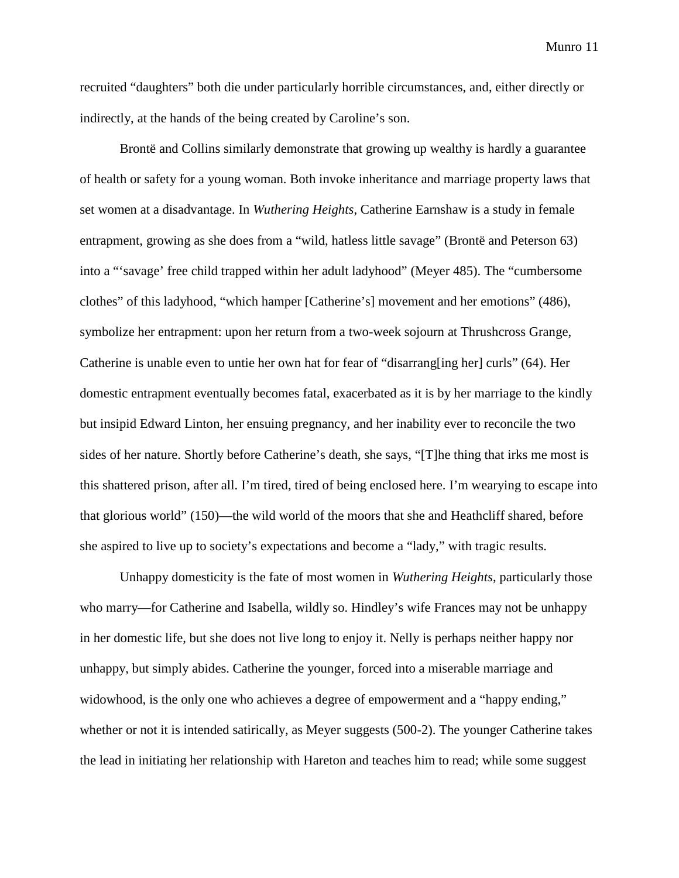recruited "daughters" both die under particularly horrible circumstances, and, either directly or indirectly, at the hands of the being created by Caroline's son.

Brontë and Collins similarly demonstrate that growing up wealthy is hardly a guarantee of health or safety for a young woman. Both invoke inheritance and marriage property laws that set women at a disadvantage. In *Wuthering Heights*, Catherine Earnshaw is a study in female entrapment, growing as she does from a "wild, hatless little savage" (Brontë and Peterson 63) into a "'savage' free child trapped within her adult ladyhood" (Meyer 485). The "cumbersome clothes" of this ladyhood, "which hamper [Catherine's] movement and her emotions" (486), symbolize her entrapment: upon her return from a two-week sojourn at Thrushcross Grange, Catherine is unable even to untie her own hat for fear of "disarrang[ing her] curls" (64). Her domestic entrapment eventually becomes fatal, exacerbated as it is by her marriage to the kindly but insipid Edward Linton, her ensuing pregnancy, and her inability ever to reconcile the two sides of her nature. Shortly before Catherine's death, she says, "[T]he thing that irks me most is this shattered prison, after all. I'm tired, tired of being enclosed here. I'm wearying to escape into that glorious world" (150)—the wild world of the moors that she and Heathcliff shared, before she aspired to live up to society's expectations and become a "lady," with tragic results.

Unhappy domesticity is the fate of most women in *Wuthering Heights*, particularly those who marry—for Catherine and Isabella, wildly so. Hindley's wife Frances may not be unhappy in her domestic life, but she does not live long to enjoy it. Nelly is perhaps neither happy nor unhappy, but simply abides. Catherine the younger, forced into a miserable marriage and widowhood, is the only one who achieves a degree of empowerment and a "happy ending," whether or not it is intended satirically, as Meyer suggests (500-2). The younger Catherine takes the lead in initiating her relationship with Hareton and teaches him to read; while some suggest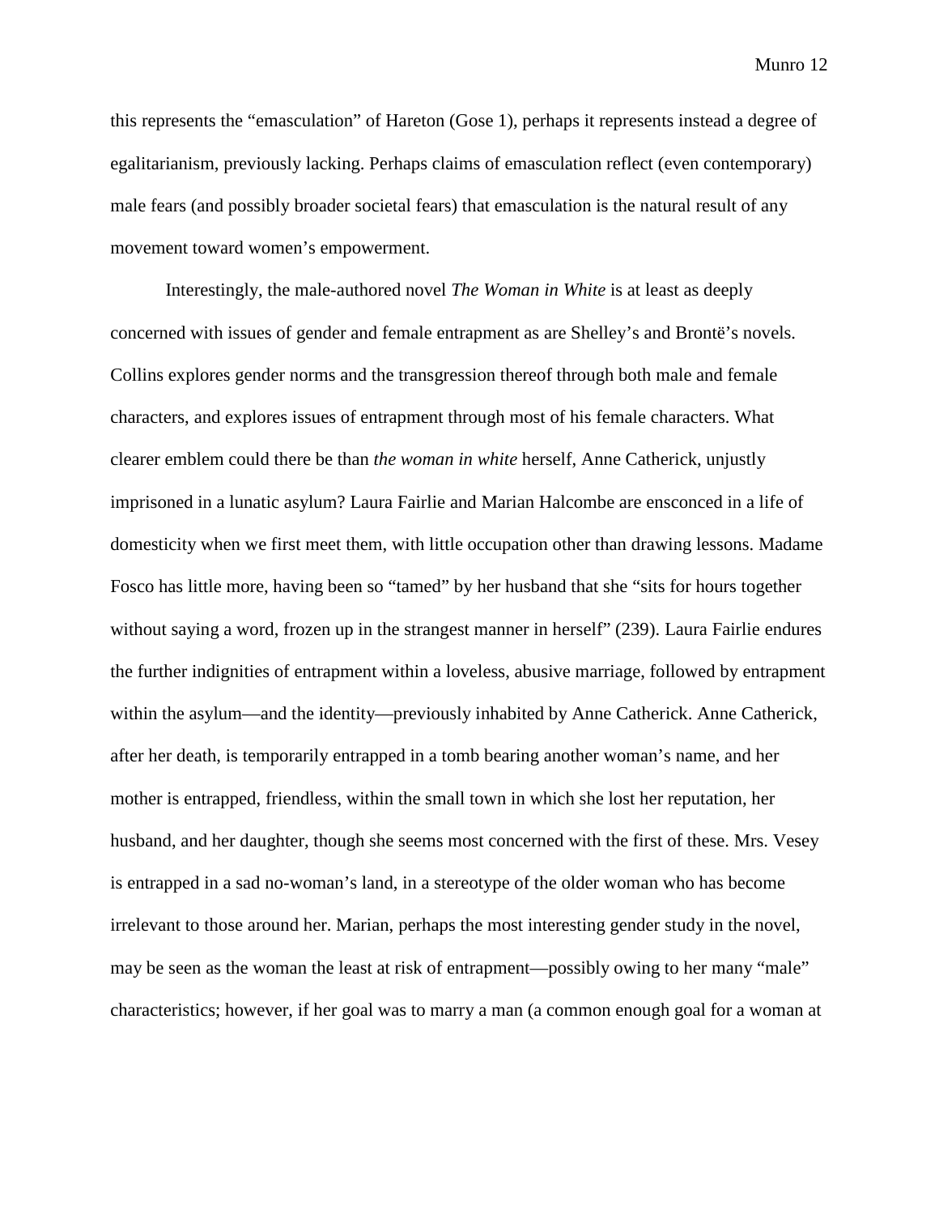this represents the "emasculation" of Hareton (Gose 1), perhaps it represents instead a degree of egalitarianism, previously lacking. Perhaps claims of emasculation reflect (even contemporary) male fears (and possibly broader societal fears) that emasculation is the natural result of any movement toward women's empowerment.

Interestingly, the male-authored novel *The Woman in White* is at least as deeply concerned with issues of gender and female entrapment as are Shelley's and Brontë's novels. Collins explores gender norms and the transgression thereof through both male and female characters, and explores issues of entrapment through most of his female characters. What clearer emblem could there be than *the woman in white* herself, Anne Catherick, unjustly imprisoned in a lunatic asylum? Laura Fairlie and Marian Halcombe are ensconced in a life of domesticity when we first meet them, with little occupation other than drawing lessons. Madame Fosco has little more, having been so "tamed" by her husband that she "sits for hours together without saying a word, frozen up in the strangest manner in herself" (239). Laura Fairlie endures the further indignities of entrapment within a loveless, abusive marriage, followed by entrapment within the asylum—and the identity—previously inhabited by Anne Catherick. Anne Catherick, after her death, is temporarily entrapped in a tomb bearing another woman's name, and her mother is entrapped, friendless, within the small town in which she lost her reputation, her husband, and her daughter, though she seems most concerned with the first of these. Mrs. Vesey is entrapped in a sad no-woman's land, in a stereotype of the older woman who has become irrelevant to those around her. Marian, perhaps the most interesting gender study in the novel, may be seen as the woman the least at risk of entrapment—possibly owing to her many "male" characteristics; however, if her goal was to marry a man (a common enough goal for a woman at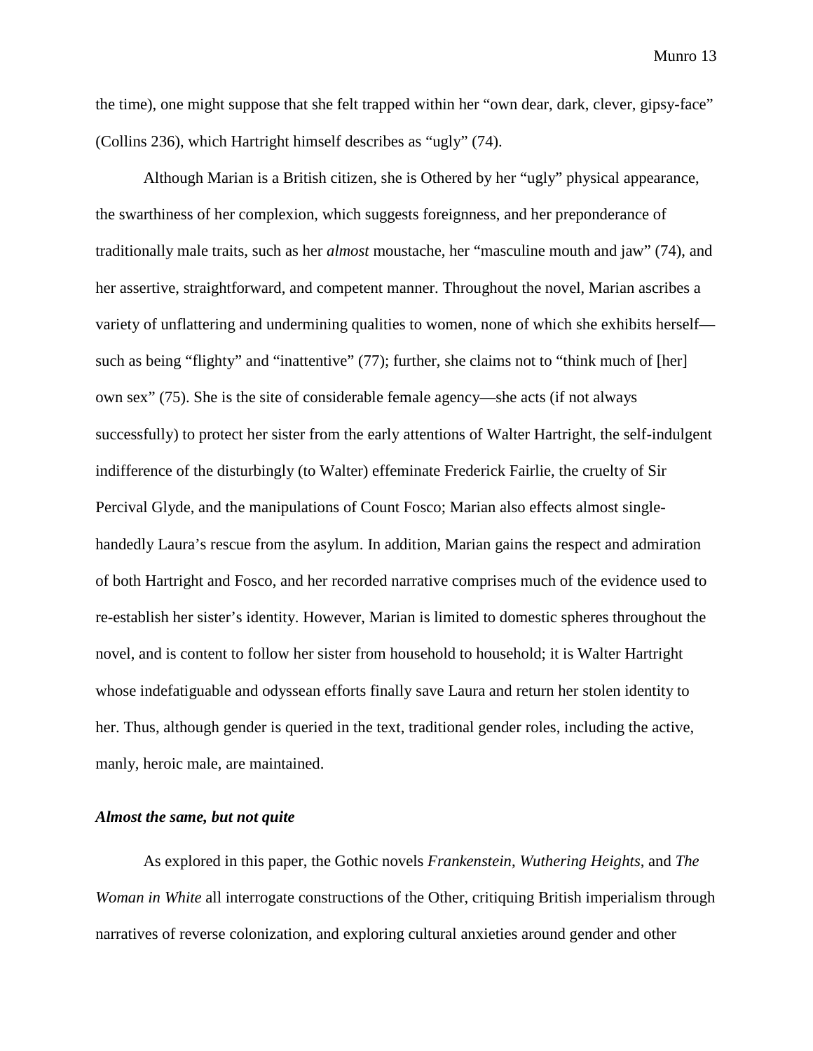the time), one might suppose that she felt trapped within her "own dear, dark, clever, gipsy-face" (Collins 236), which Hartright himself describes as "ugly" (74).

Although Marian is a British citizen, she is Othered by her "ugly" physical appearance, the swarthiness of her complexion, which suggests foreignness, and her preponderance of traditionally male traits, such as her *almost* moustache, her "masculine mouth and jaw" (74), and her assertive, straightforward, and competent manner. Throughout the novel, Marian ascribes a variety of unflattering and undermining qualities to women, none of which she exhibits herself—such as being "flighty" and "inattentive" (77); further, she claims not to "think much of [her] own sex" (75). She is the site of considerable female agency—she acts (if not always successfully) to protect her sister from the early attentions of Walter Hartright, the self-indulgent indifference of the disturbingly (to Walter) effeminate Frederick Fairlie, the cruelty of Sir Percival Glyde, and the manipulations of Count Fosco; Marian also effects almost single-handedly Laura's rescue from the asylum. In addition, Marian gains the respect and admiration of both Hartright and Fosco, and her recorded narrative comprises much of the evidence used to re-establish her sister's identity. However, Marian is limited to domestic spheres throughout the novel, and is content to follow her sister from household to household; it is Walter Hartright whose indefatiguable and odyssean efforts finally save Laura and return her stolen identity to her. Thus, although gender is queried in the text, traditional gender roles, including the active, manly, heroic male, are maintained.

### *Almost the same, but not quite*

As explored in this paper, the Gothic novels *Frankenstein*, *Wuthering Heights*, and *The Woman in White* all interrogate constructions of the Other, critiquing British imperialism through narratives of reverse colonization, and exploring cultural anxieties around gender and other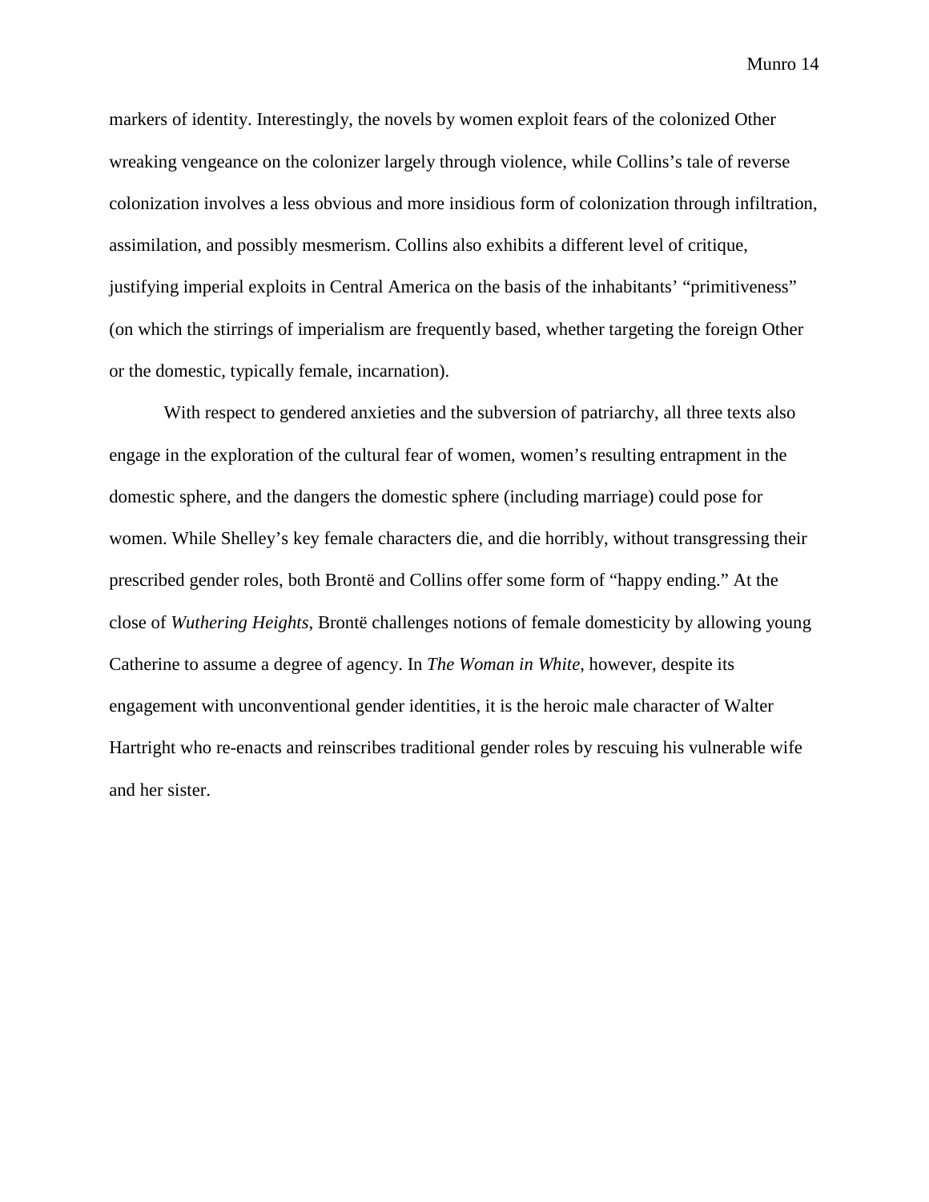markers of identity. Interestingly, the novels by women exploit fears of the colonized Other wreaking vengeance on the colonizer largely through violence, while Collins's tale of reverse colonization involves a less obvious and more insidious form of colonization through infiltration, assimilation, and possibly mesmerism. Collins also exhibits a different level of critique, justifying imperial exploits in Central America on the basis of the inhabitants' "primitiveness" (on which the stirrings of imperialism are frequently based, whether targeting the foreign Other or the domestic, typically female, incarnation).

With respect to gendered anxieties and the subversion of patriarchy, all three texts also engage in the exploration of the cultural fear of women, women's resulting entrapment in the domestic sphere, and the dangers the domestic sphere (including marriage) could pose for women. While Shelley's key female characters die, and die horribly, without transgressing their prescribed gender roles, both Brontë and Collins offer some form of "happy ending." At the close of *Wuthering Heights*, Brontë challenges notions of female domesticity by allowing young Catherine to assume a degree of agency. In *The Woman in White*, however, despite its engagement with unconventional gender identities, it is the heroic male character of Walter Hartright who re-enacts and reinscribes traditional gender roles by rescuing his vulnerable wife and her sister.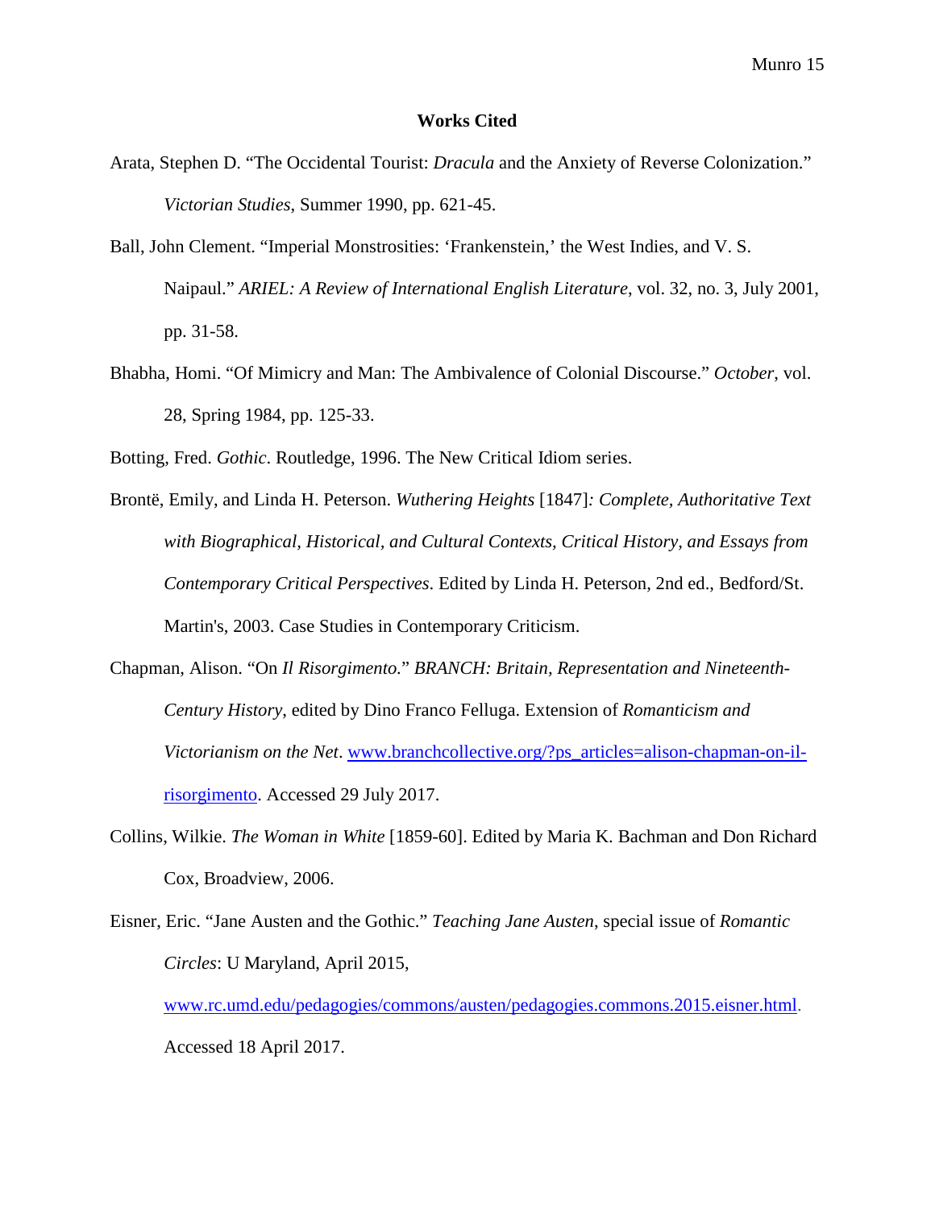# **Works Cited**

Arata, Stephen D. "The Occidental Tourist: *Dracula* and the Anxiety of Reverse Colonization." *Victorian Studies*, Summer 1990, pp. 621-45.

Ball, John Clement. "Imperial Monstrosities: 'Frankenstein,' the West Indies, and V. S. Naipaul." *ARIEL: A Review of International English Literature*, vol. 32, no. 3, July 2001, pp. 31-58.

Bhabha, Homi. "Of Mimicry and Man: The Ambivalence of Colonial Discourse." *October*, vol. 28, Spring 1984, pp. 125-33.

Botting, Fred. *Gothic*. Routledge, 1996. The New Critical Idiom series.

Brontë, Emily, and Linda H. Peterson. *Wuthering Heights* [1847]*: Complete, Authoritative Text with Biographical, Historical, and Cultural Contexts, Critical History, and Essays from Contemporary Critical Perspectives*. Edited by Linda H. Peterson, 2nd ed., Bedford/St. Martin's, 2003. Case Studies in Contemporary Criticism.

Chapman, Alison. "On *Il Risorgimento.*" *BRANCH: Britain, Representation and Nineteenth-Century History*, edited by Dino Franco Felluga. Extension of *Romanticism and Victorianism on the Net*. [www.branchcollective.org/?ps_articles=alison-chapman-on-il-risorgimento](www.branchcollective.org/?ps_articles=alison-chapman-on-il-risorgimento). Accessed 29 July 2017.

Collins, Wilkie. *The Woman in White* [1859-60]. Edited by Maria K. Bachman and Don Richard Cox, Broadview, 2006.

Eisner, Eric. "Jane Austen and the Gothic." *Teaching Jane Austen*, special issue of *Romantic Circles*: U Maryland, April 2015, [www.rc.umd.edu/pedagogies/commons/austen/pedagogies.commons.2015.eisner.html](www.rc.umd.edu/pedagogies/commons/austen/pedagogies.commons.2015.eisner.html). Accessed 18 April 2017.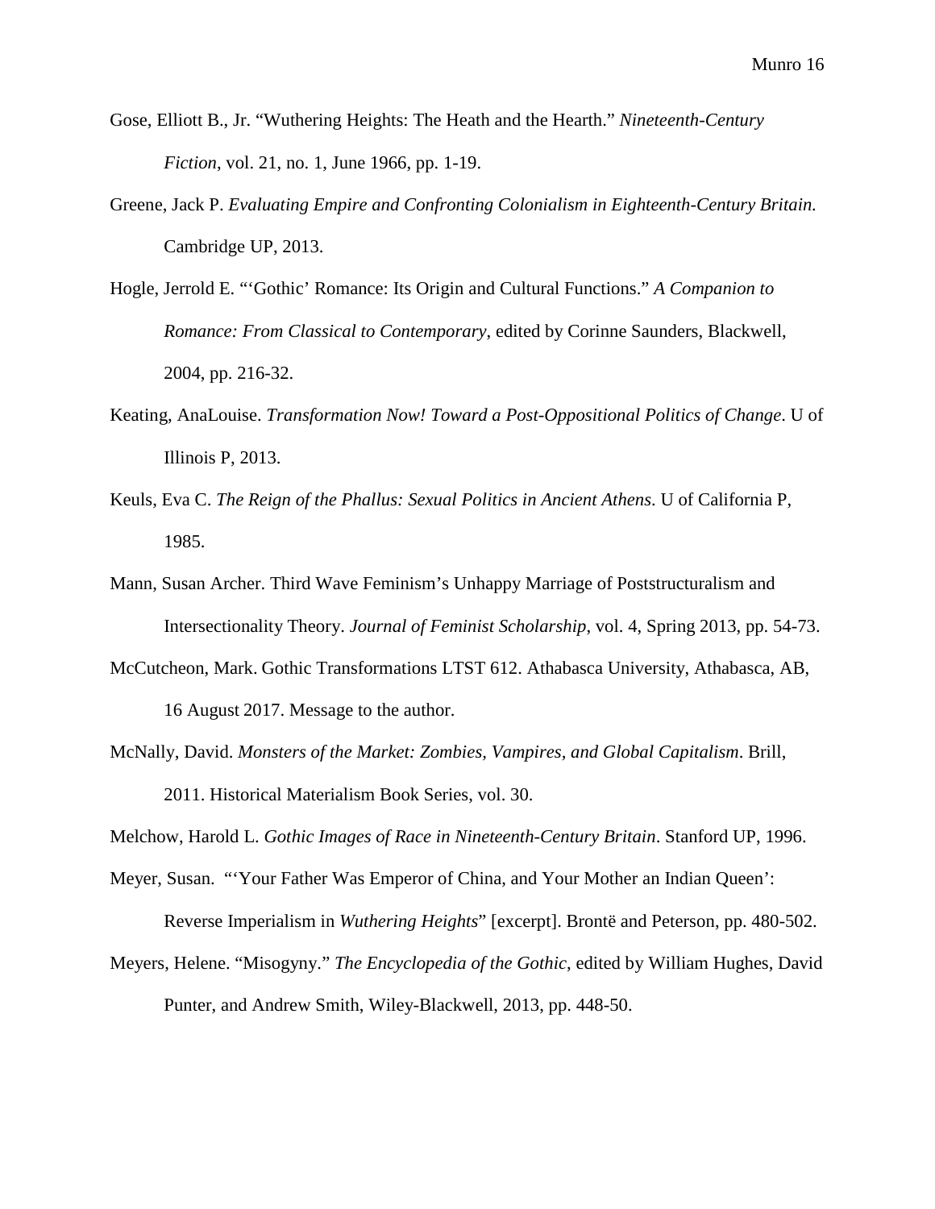Gose, Elliott B., Jr. "Wuthering Heights: The Heath and the Hearth." *Nineteenth-Century Fiction*, vol. 21, no. 1, June 1966, pp. 1-19.

Greene, Jack P. *Evaluating Empire and Confronting Colonialism in Eighteenth-Century Britain*. Cambridge UP, 2013.

Hogle, Jerrold E. "'Gothic' Romance: Its Origin and Cultural Functions." *A Companion to Romance: From Classical to Contemporary*, edited by Corinne Saunders, Blackwell, 2004, pp. 216-32.

Keating, AnaLouise. *Transformation Now! Toward a Post-Oppositional Politics of Change*. U of Illinois P, 2013.

Keuls, Eva C. *The Reign of the Phallus: Sexual Politics in Ancient Athens*. U of California P, 1985.

Mann, Susan Archer. Third Wave Feminism's Unhappy Marriage of Poststructuralism and Intersectionality Theory. *Journal of Feminist Scholarship*, vol. 4, Spring 2013, pp. 54-73.

McCutcheon, Mark. Gothic Transformations LTST 612. Athabasca University, Athabasca, AB, 16 August 2017. Message to the author.

McNally, David. *Monsters of the Market: Zombies, Vampires, and Global Capitalism*. Brill, 2011. Historical Materialism Book Series, vol. 30.

Melchow, Harold L. *Gothic Images of Race in Nineteenth-Century Britain*. Stanford UP, 1996.

Meyer, Susan. "'Your Father Was Emperor of China, and Your Mother an Indian Queen': Reverse Imperialism in *Wuthering Heights*" [excerpt]. Brontë and Peterson, pp. 480-502.

Meyers, Helene. "Misogyny." *The Encyclopedia of the Gothic*, edited by William Hughes, David Punter, and Andrew Smith, Wiley-Blackwell, 2013, pp. 448-50.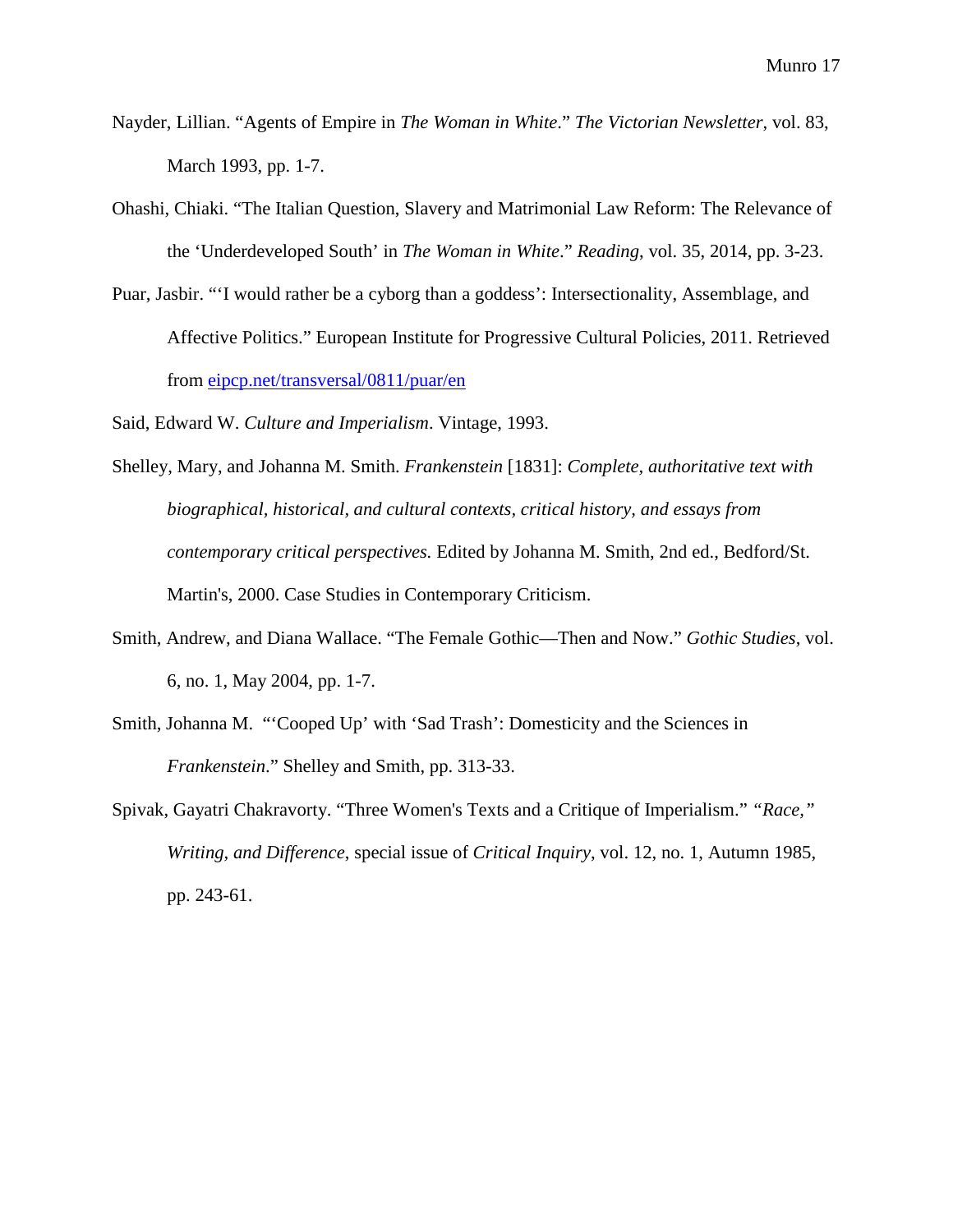Nayder, Lillian. “Agents of Empire in *The Woman in White*.” *The Victorian Newsletter*, vol. 83, March 1993, pp. 1-7.

Ohashi, Chiaki. “The Italian Question, Slavery and Matrimonial Law Reform: The Relevance of the ‘Underdeveloped South’ in *The Woman in White*.” *Reading*, vol. 35, 2014, pp. 3-23.

Puar, Jasbir. “‘I would rather be a cyborg than a goddess’: Intersectionality, Assemblage, and Affective Politics.” European Institute for Progressive Cultural Policies, 2011. Retrieved from eipcp.net/transversal/0811/puar/en

Said, Edward W. *Culture and Imperialism*. Vintage, 1993.

Shelley, Mary, and Johanna M. Smith. *Frankenstein* [1831]: *Complete, authoritative text with biographical, historical, and cultural contexts, critical history, and essays from contemporary critical perspectives.* Edited by Johanna M. Smith, 2nd ed., Bedford/St. Martin's, 2000. Case Studies in Contemporary Criticism.

Smith, Andrew, and Diana Wallace. “The Female Gothic—Then and Now.” *Gothic Studies*, vol. 6, no. 1, May 2004, pp. 1-7.

Smith, Johanna M. “‘Cooped Up’ with ‘Sad Trash’: Domesticity and the Sciences in *Frankenstein*.” Shelley and Smith, pp. 313-33.

Spivak, Gayatri Chakravorty. “Three Women's Texts and a Critique of Imperialism.” *“Race,” Writing, and Difference*, special issue of *Critical Inquiry*, vol. 12, no. 1, Autumn 1985, pp. 243-61.